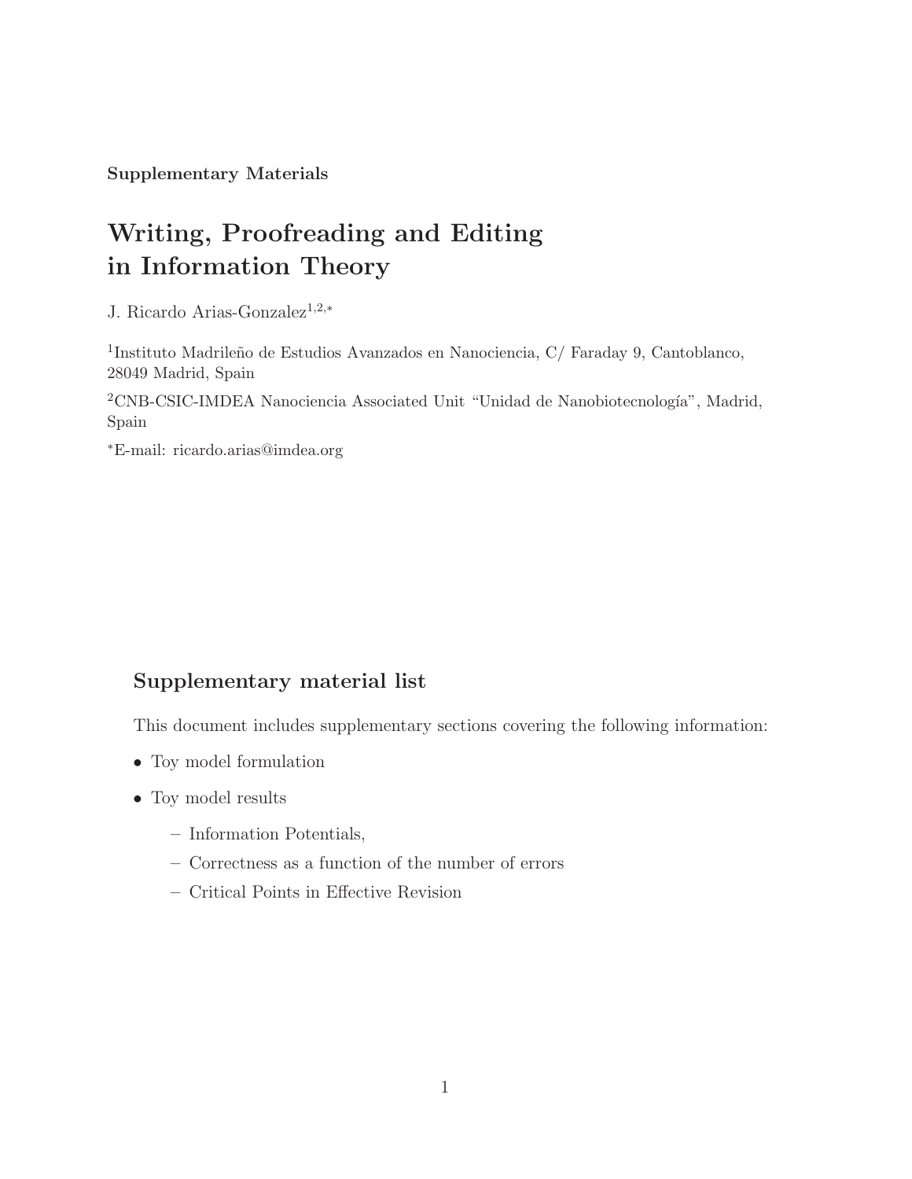**Supplementary Materials**

# Writing, Proofreading and Editing in Information Theory

J. Ricardo Arias-Gonzalez[1,2,*]

[1]Instituto Madrileño de Estudios Avanzados en Nanociencia, C/ Faraday 9, Cantoblanco, 28049 Madrid, Spain

[2]CNB-CSIC-IMDEA Nanociencia Associated Unit "Unidad de Nanobiotecnología", Madrid, Spain

[*]E-mail: ricardo.arias@imdea.org

## Supplementary material list

This document includes supplementary sections covering the following information:

- Toy model formulation
- Toy model results
  - Information Potentials,
  - Correctness as a function of the number of errors
  - Critical Points in Effective Revision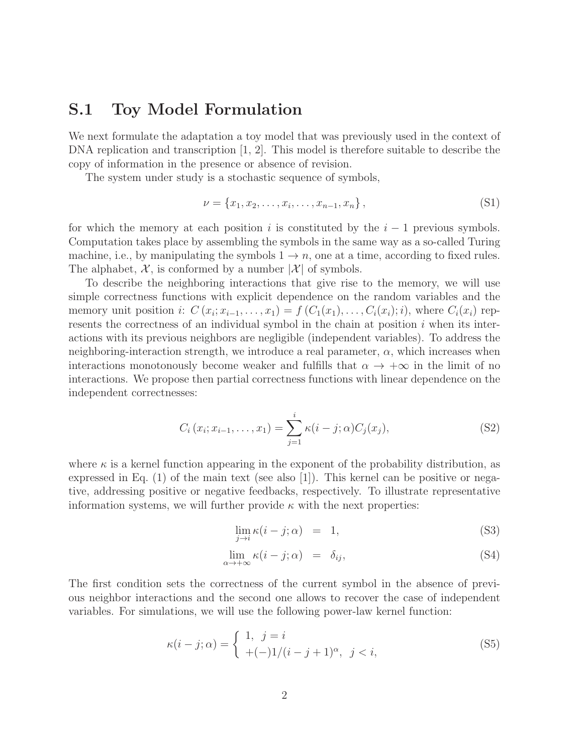## S.1 Toy Model Formulation

We next formulate the adaptation a toy model that was previously used in the context of DNA replication and transcription [1, 2]. This model is therefore suitable to describe the copy of information in the presence or absence of revision.

The system under study is a stochastic sequence of symbols,

$$\nu = \{x_1, x_2, \ldots, x_i, \ldots, x_{n-1}, x_n\}, \tag{S1}$$

for which the memory at each position $i$ is constituted by the $i-1$ previous symbols. Computation takes place by assembling the symbols in the same way as a so-called Turing machine, i.e., by manipulating the symbols $1 \to n$, one at a time, according to fixed rules. The alphabet, $\mathcal{X}$, is conformed by a number $|\mathcal{X}|$ of symbols.

To describe the neighboring interactions that give rise to the memory, we will use simple correctness functions with explicit dependence on the random variables and the memory unit position $i$: $C(x_i; x_{i-1}, \ldots, x_1) = f(C_1(x_1), \ldots, C_i(x_i); i)$, where $C_i(x_i)$ represents the correctness of an individual symbol in the chain at position $i$ when its interactions with its previous neighbors are negligible (independent variables). To address the neighboring-interaction strength, we introduce a real parameter, $\alpha$, which increases when interactions monotonously become weaker and fulfills that $\alpha \to +\infty$ in the limit of no interactions. We propose then partial correctness functions with linear dependence on the independent correctnesses:

$$C_i(x_i; x_{i-1}, \ldots, x_1) = \sum_{j=1}^{i} \kappa(i-j; \alpha) C_j(x_j), \tag{S2}$$

where $\kappa$ is a kernel function appearing in the exponent of the probability distribution, as expressed in Eq. (1) of the main text (see also [1]). This kernel can be positive or negative, addressing positive or negative feedbacks, respectively. To illustrate representative information systems, we will further provide $\kappa$ with the next properties:

$$\lim_{j \to i} \kappa(i-j; \alpha) = 1, \tag{S3}$$

$$\lim_{\alpha \to +\infty} \kappa(i-j; \alpha) = \delta_{ij}, \tag{S4}$$

The first condition sets the correctness of the current symbol in the absence of previous neighbor interactions and the second one allows to recover the case of independent variables. For simulations, we will use the following power-law kernel function:

$$\kappa(i-j; \alpha) = \begin{cases} 1, & j = i \\ +(-)1/(i-j+1)^{\alpha}, & j < i, \end{cases} \tag{S5}$$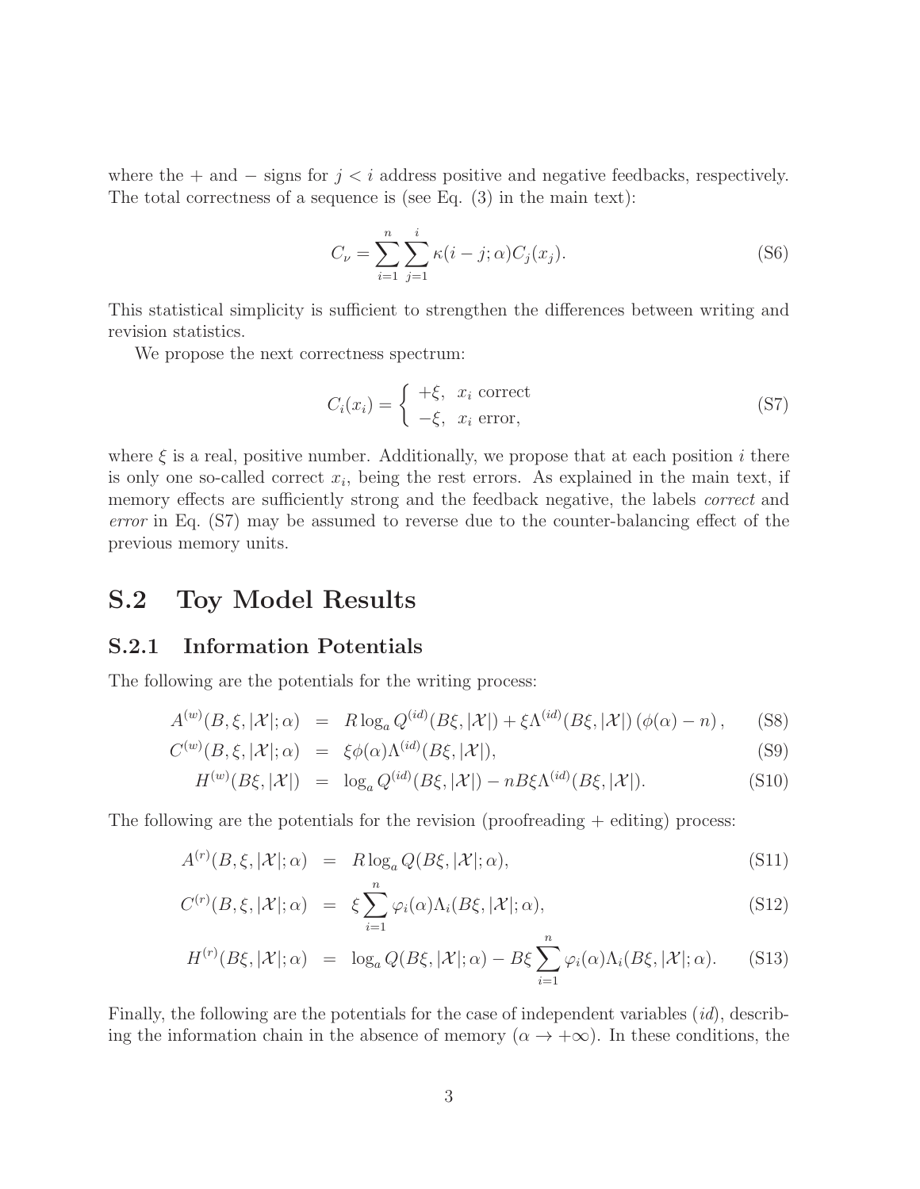where the + and − signs for $j < i$ address positive and negative feedbacks, respectively. The total correctness of a sequence is (see Eq. (3) in the main text):

$$C_\nu = \sum_{i=1}^{n} \sum_{j=1}^{i} \kappa(i-j;\alpha) C_j(x_j). \tag{S6}$$

This statistical simplicity is sufficient to strengthen the differences between writing and revision statistics.

We propose the next correctness spectrum:

$$C_i(x_i) = \begin{cases} +\xi, & x_i \text{ correct} \\ -\xi, & x_i \text{ error}, \end{cases} \tag{S7}$$

where $\xi$ is a real, positive number. Additionally, we propose that at each position $i$ there is only one so-called correct $x_i$, being the rest errors. As explained in the main text, if memory effects are sufficiently strong and the feedback negative, the labels *correct* and *error* in Eq. (S7) may be assumed to reverse due to the counter-balancing effect of the previous memory units.

## S.2 Toy Model Results

### S.2.1 Information Potentials

The following are the potentials for the writing process:

$$A^{(w)}(B,\xi,|\mathcal{X}|;\alpha) = R \log_a Q^{(id)}(B\xi,|\mathcal{X}|) + \xi \Lambda^{(id)}(B\xi,|\mathcal{X}|)\left(\phi(\alpha) - n\right), \tag{S8}$$

$$C^{(w)}(B,\xi,|\mathcal{X}|;\alpha) = \xi \phi(\alpha) \Lambda^{(id)}(B\xi,|\mathcal{X}|), \tag{S9}$$

$$H^{(w)}(B\xi,|\mathcal{X}|) = \log_a Q^{(id)}(B\xi,|\mathcal{X}|) - nB\xi\Lambda^{(id)}(B\xi,|\mathcal{X}|). \tag{S10}$$

The following are the potentials for the revision (proofreading + editing) process:

$$A^{(r)}(B,\xi,|\mathcal{X}|;\alpha) = R \log_a Q(B\xi,|\mathcal{X}|;\alpha), \tag{S11}$$

$$C^{(r)}(B,\xi,|\mathcal{X}|;\alpha) = \xi \sum_{i=1}^{n} \varphi_i(\alpha) \Lambda_i(B\xi,|\mathcal{X}|;\alpha), \tag{S12}$$

$$H^{(r)}(B\xi,|\mathcal{X}|;\alpha) = \log_a Q(B\xi,|\mathcal{X}|;\alpha) - B\xi \sum_{i=1}^{n} \varphi_i(\alpha) \Lambda_i(B\xi,|\mathcal{X}|;\alpha). \tag{S13}$$

Finally, the following are the potentials for the case of independent variables ($id$), describing the information chain in the absence of memory ($\alpha \to +\infty$). In these conditions, the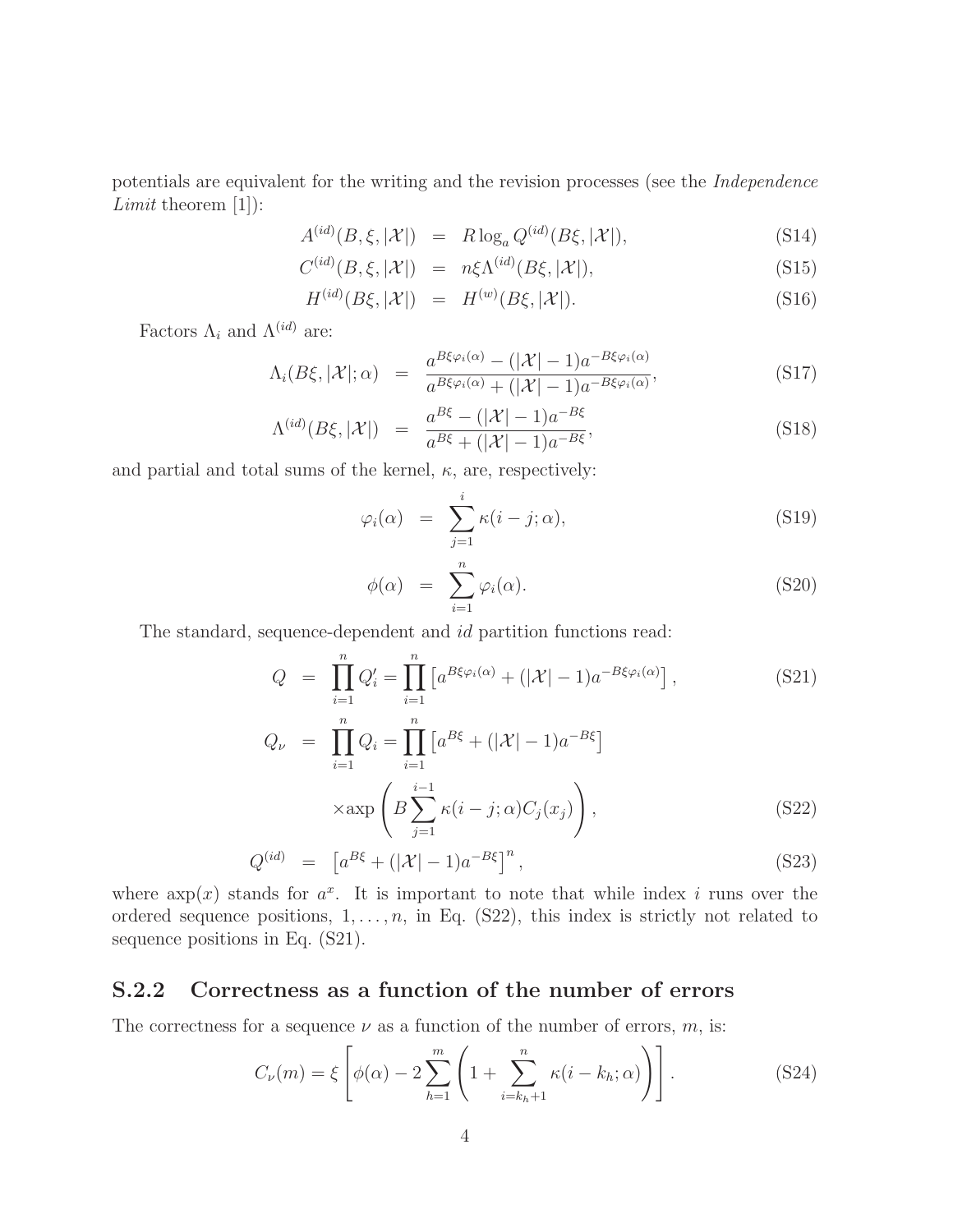potentials are equivalent for the writing and the revision processes (see the *Independence Limit* theorem [1]):

$$A^{(id)}(B, \xi, |\mathcal{X}|) = R \log_a Q^{(id)}(B\xi, |\mathcal{X}|), \tag{S14}$$

$$C^{(id)}(B, \xi, |\mathcal{X}|) = n\xi \Lambda^{(id)}(B\xi, |\mathcal{X}|), \tag{S15}$$

$$H^{(id)}(B\xi, |\mathcal{X}|) = H^{(w)}(B\xi, |\mathcal{X}|). \tag{S16}$$

Factors $\Lambda_i$ and $\Lambda^{(id)}$ are:

$$\Lambda_i(B\xi, |\mathcal{X}|; \alpha) = \frac{a^{B\xi\varphi_i(\alpha)} - (|\mathcal{X}| - 1)a^{-B\xi\varphi_i(\alpha)}}{a^{B\xi\varphi_i(\alpha)} + (|\mathcal{X}| - 1)a^{-B\xi\varphi_i(\alpha)}}, \tag{S17}$$

$$\Lambda^{(id)}(B\xi, |\mathcal{X}|) = \frac{a^{B\xi} - (|\mathcal{X}| - 1)a^{-B\xi}}{a^{B\xi} + (|\mathcal{X}| - 1)a^{-B\xi}}, \tag{S18}$$

and partial and total sums of the kernel, $\kappa$, are, respectively:

$$\varphi_i(\alpha) = \sum_{j=1}^{i} \kappa(i - j; \alpha), \tag{S19}$$

$$\phi(\alpha) = \sum_{i=1}^{n} \varphi_i(\alpha). \tag{S20}$$

The standard, sequence-dependent and *id* partition functions read:

$$Q = \prod_{i=1}^{n} Q'_i = \prod_{i=1}^{n} \left[a^{B\xi\varphi_i(\alpha)} + (|\mathcal{X}| - 1)a^{-B\xi\varphi_i(\alpha)}\right], \tag{S21}$$

$$Q_\nu = \prod_{i=1}^{n} Q_i = \prod_{i=1}^{n} \left[a^{B\xi} + (|\mathcal{X}| - 1)a^{-B\xi}\right] \times \mathrm{axp}\left(B \sum_{j=1}^{i-1} \kappa(i - j; \alpha) C_j(x_j)\right), \tag{S22}$$

$$Q^{(id)} = \left[a^{B\xi} + (|\mathcal{X}| - 1)a^{-B\xi}\right]^n, \tag{S23}$$

where $\mathrm{axp}(x)$ stands for $a^x$. It is important to note that while index $i$ runs over the ordered sequence positions, $1, \ldots, n$, in Eq. (S22), this index is strictly not related to sequence positions in Eq. (S21).

## S.2.2 Correctness as a function of the number of errors

The correctness for a sequence $\nu$ as a function of the number of errors, $m$, is:

$$C_\nu(m) = \xi \left[\phi(\alpha) - 2 \sum_{h=1}^{m} \left(1 + \sum_{i=k_h+1}^{n} \kappa(i - k_h; \alpha)\right)\right]. \tag{S24}$$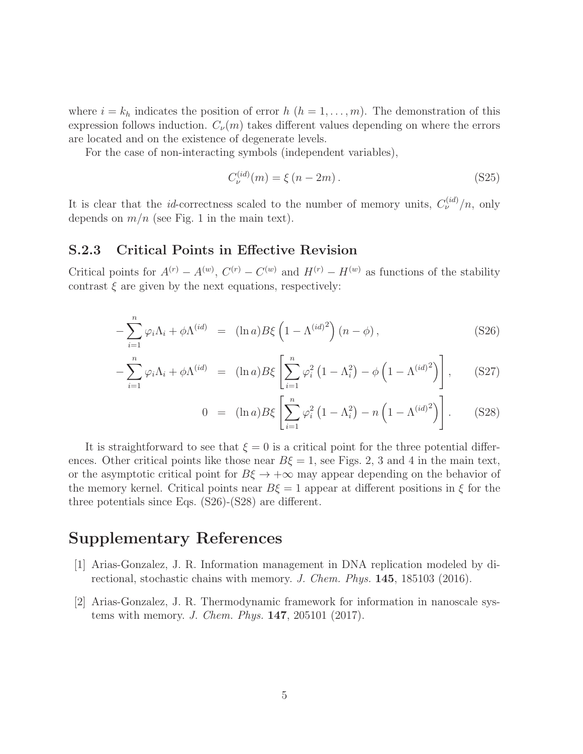where $i = k_h$ indicates the position of error $h$ ($h = 1, \ldots, m$). The demonstration of this expression follows induction. $C_\nu(m)$ takes different values depending on where the errors are located and on the existence of degenerate levels.

For the case of non-interacting symbols (independent variables),

$$C_\nu^{(id)}(m) = \xi\,(n - 2m)\,. \tag{S25}$$

It is clear that the *id*-correctness scaled to the number of memory units, $C_\nu^{(id)}/n$, only depends on $m/n$ (see Fig. 1 in the main text).

### S.2.3 Critical Points in Effective Revision

Critical points for $A^{(r)} - A^{(w)}$, $C^{(r)} - C^{(w)}$ and $H^{(r)} - H^{(w)}$ as functions of the stability contrast $\xi$ are given by the next equations, respectively:

$$-\sum_{i=1}^{n} \varphi_i \Lambda_i + \phi \Lambda^{(id)} = (\ln a) B \xi \left(1 - {\Lambda^{(id)}}^2\right)(n - \phi)\,, \tag{S26}$$

$$-\sum_{i=1}^{n} \varphi_i \Lambda_i + \phi \Lambda^{(id)} = (\ln a) B \xi \left[\sum_{i=1}^{n} \varphi_i^2 \left(1 - \Lambda_i^2\right) - \phi \left(1 - {\Lambda^{(id)}}^2\right)\right], \tag{S27}$$

$$0 = (\ln a) B \xi \left[\sum_{i=1}^{n} \varphi_i^2 \left(1 - \Lambda_i^2\right) - n \left(1 - {\Lambda^{(id)}}^2\right)\right]. \tag{S28}$$

It is straightforward to see that $\xi = 0$ is a critical point for the three potential differences. Other critical points like those near $B\xi = 1$, see Figs. 2, 3 and 4 in the main text, or the asymptotic critical point for $B\xi \to +\infty$ may appear depending on the behavior of the memory kernel. Critical points near $B\xi = 1$ appear at different positions in $\xi$ for the three potentials since Eqs. (S26)-(S28) are different.

# Supplementary References

[1] Arias-Gonzalez, J. R. Information management in DNA replication modeled by directional, stochastic chains with memory. *J. Chem. Phys.* **145**, 185103 (2016).

[2] Arias-Gonzalez, J. R. Thermodynamic framework for information in nanoscale systems with memory. *J. Chem. Phys.* **147**, 205101 (2017).